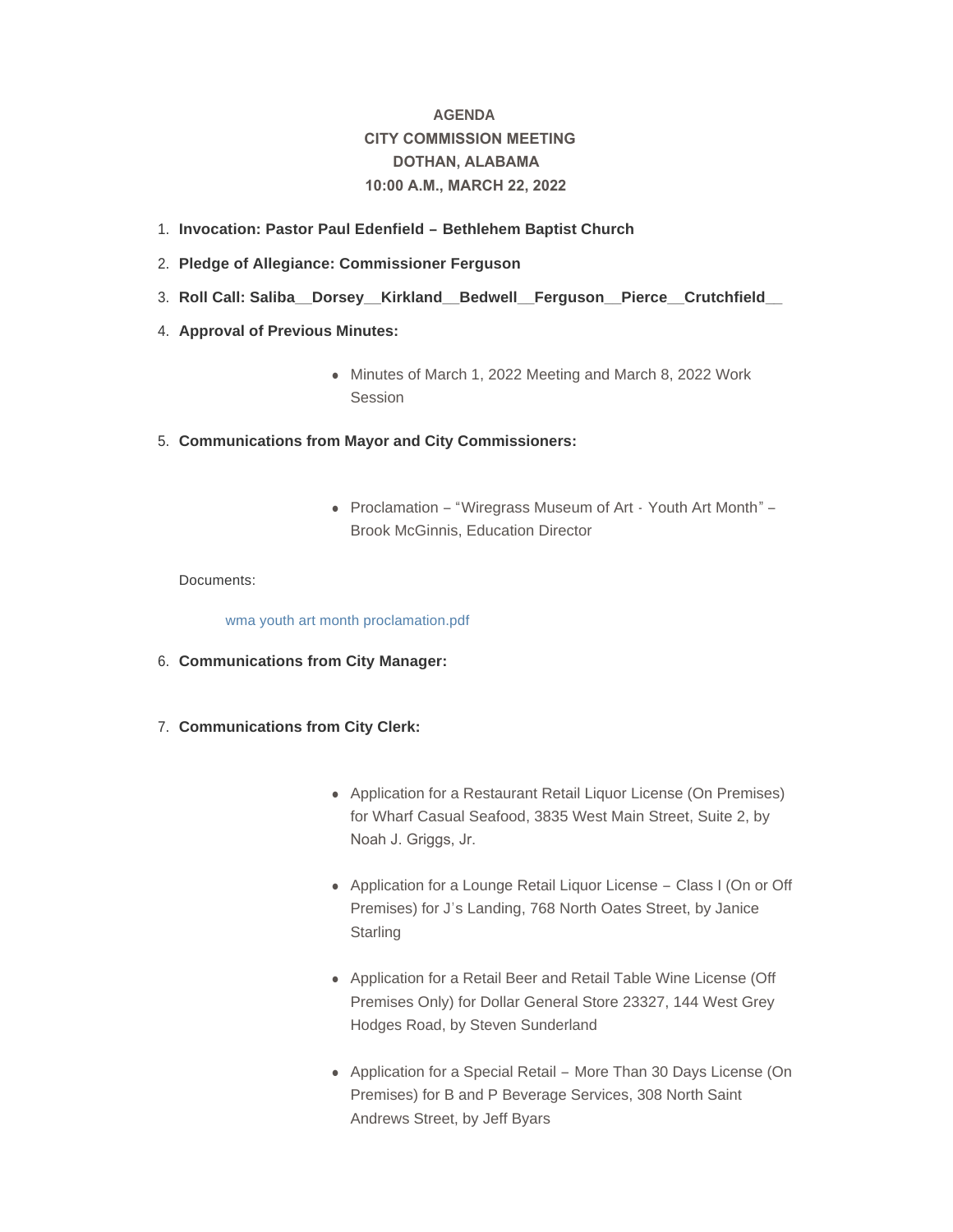**AGENDA**
**CITY COMMISSION MEETING**
**DOTHAN, ALABAMA**
**10:00 A.M., MARCH 22, 2022**

1. **Invocation: Pastor Paul Edenfield – Bethlehem Baptist Church**
2. **Pledge of Allegiance: Commissioner Ferguson**
3. **Roll Call: Saliba__Dorsey__Kirkland__Bedwell__Ferguson__Pierce__Crutchfield__**
4. **Approval of Previous Minutes:**
   - Minutes of March 1, 2022 Meeting and March 8, 2022 Work Session
5. **Communications from Mayor and City Commissioners:**
   - Proclamation – "Wiregrass Museum of Art - Youth Art Month" – Brook McGinnis, Education Director

   Documents:

   wma youth art month proclamation.pdf

6. **Communications from City Manager:**
7. **Communications from City Clerk:**
   - Application for a Restaurant Retail Liquor License (On Premises) for Wharf Casual Seafood, 3835 West Main Street, Suite 2, by Noah J. Griggs, Jr.
   - Application for a Lounge Retail Liquor License – Class I (On or Off Premises) for J's Landing, 768 North Oates Street, by Janice Starling
   - Application for a Retail Beer and Retail Table Wine License (Off Premises Only) for Dollar General Store 23327, 144 West Grey Hodges Road, by Steven Sunderland
   - Application for a Special Retail – More Than 30 Days License (On Premises) for B and P Beverage Services, 308 North Saint Andrews Street, by Jeff Byars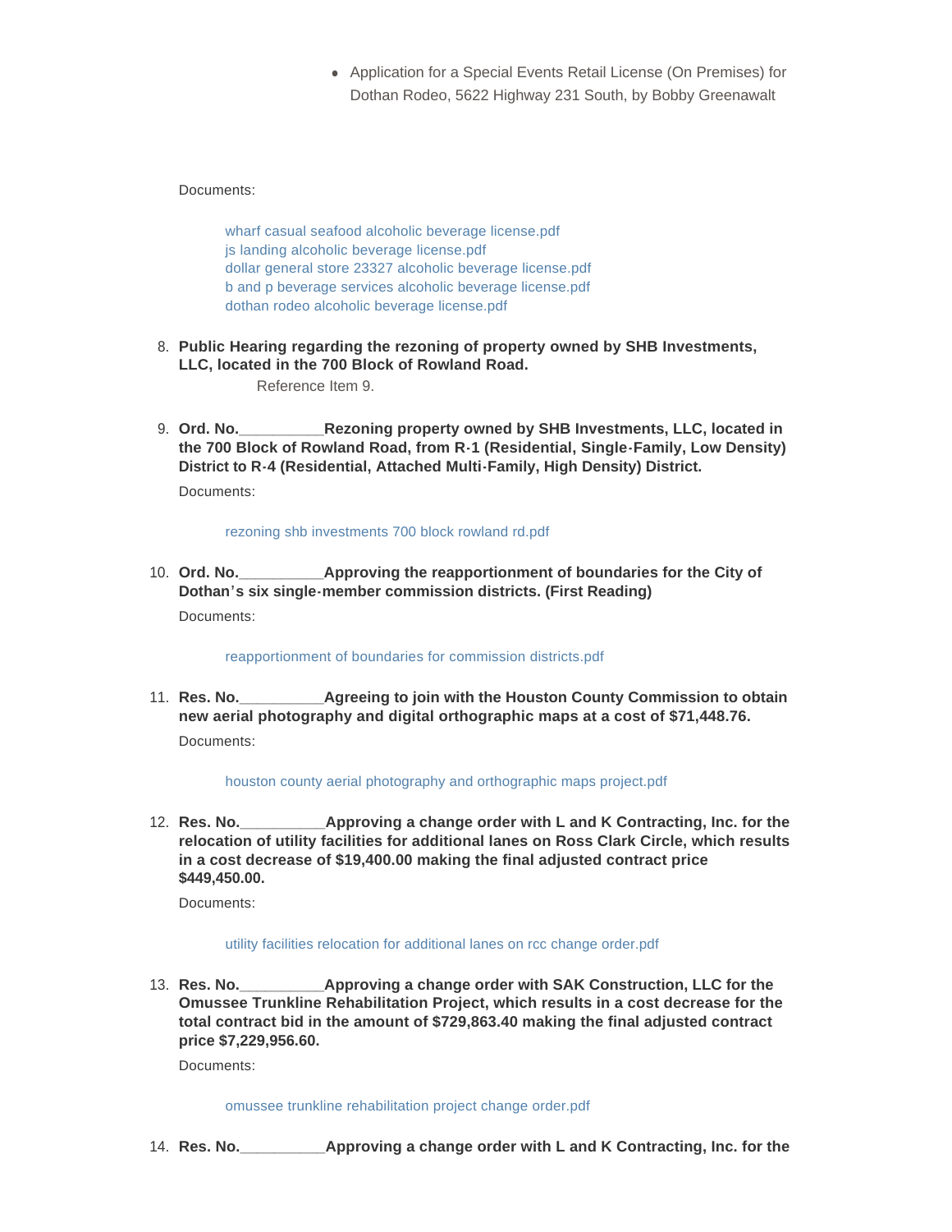- Application for a Special Events Retail License (On Premises) for Dothan Rodeo, 5622 Highway 231 South, by Bobby Greenawalt

Documents:

wharf casual seafood alcoholic beverage license.pdf
js landing alcoholic beverage license.pdf
dollar general store 23327 alcoholic beverage license.pdf
b and p beverage services alcoholic beverage license.pdf
dothan rodeo alcoholic beverage license.pdf

8. **Public Hearing regarding the rezoning of property owned by SHB Investments, LLC, located in the 700 Block of Rowland Road.**

   Reference Item 9.

9. **Ord. No.__________Rezoning property owned by SHB Investments, LLC, located in the 700 Block of Rowland Road, from R-1 (Residential, Single-Family, Low Density) District to R-4 (Residential, Attached Multi-Family, High Density) District.**

   Documents:

   rezoning shb investments 700 block rowland rd.pdf

10. **Ord. No.__________Approving the reapportionment of boundaries for the City of Dothan's six single-member commission districts. (First Reading)**

    Documents:

    reapportionment of boundaries for commission districts.pdf

11. **Res. No.__________Agreeing to join with the Houston County Commission to obtain new aerial photography and digital orthographic maps at a cost of $71,448.76.**

    Documents:

    houston county aerial photography and orthographic maps project.pdf

12. **Res. No.__________Approving a change order with L and K Contracting, Inc. for the relocation of utility facilities for additional lanes on Ross Clark Circle, which results in a cost decrease of $19,400.00 making the final adjusted contract price $449,450.00.**

    Documents:

    utility facilities relocation for additional lanes on rcc change order.pdf

13. **Res. No.__________Approving a change order with SAK Construction, LLC for the Omussee Trunkline Rehabilitation Project, which results in a cost decrease for the total contract bid in the amount of $729,863.40 making the final adjusted contract price $7,229,956.60.**

    Documents:

    omussee trunkline rehabilitation project change order.pdf

14. **Res. No.__________Approving a change order with L and K Contracting, Inc. for the**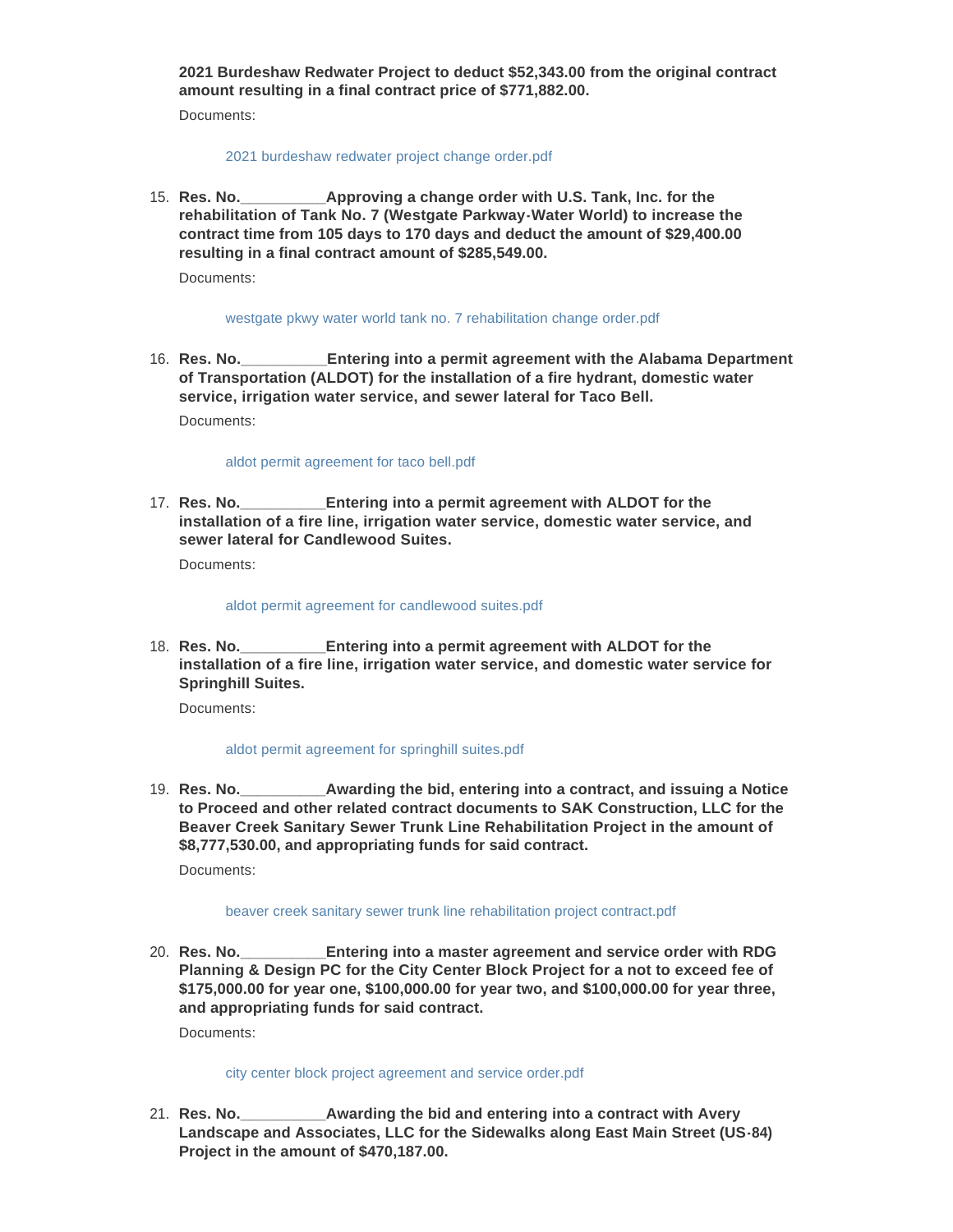**2021 Burdeshaw Redwater Project to deduct $52,343.00 from the original contract amount resulting in a final contract price of $771,882.00.**

Documents:

2021 burdeshaw redwater project change order.pdf

15. **Res. No.__________Approving a change order with U.S. Tank, Inc. for the rehabilitation of Tank No. 7 (Westgate Parkway-Water World) to increase the contract time from 105 days to 170 days and deduct the amount of $29,400.00 resulting in a final contract amount of $285,549.00.**

    Documents:

    westgate pkwy water world tank no. 7 rehabilitation change order.pdf

16. **Res. No.__________Entering into a permit agreement with the Alabama Department of Transportation (ALDOT) for the installation of a fire hydrant, domestic water service, irrigation water service, and sewer lateral for Taco Bell.**

    Documents:

    aldot permit agreement for taco bell.pdf

17. **Res. No.__________Entering into a permit agreement with ALDOT for the installation of a fire line, irrigation water service, domestic water service, and sewer lateral for Candlewood Suites.**

    Documents:

    aldot permit agreement for candlewood suites.pdf

18. **Res. No.__________Entering into a permit agreement with ALDOT for the installation of a fire line, irrigation water service, and domestic water service for Springhill Suites.**

    Documents:

    aldot permit agreement for springhill suites.pdf

19. **Res. No.__________Awarding the bid, entering into a contract, and issuing a Notice to Proceed and other related contract documents to SAK Construction, LLC for the Beaver Creek Sanitary Sewer Trunk Line Rehabilitation Project in the amount of $8,777,530.00, and appropriating funds for said contract.**

    Documents:

    beaver creek sanitary sewer trunk line rehabilitation project contract.pdf

20. **Res. No.__________Entering into a master agreement and service order with RDG Planning & Design PC for the City Center Block Project for a not to exceed fee of $175,000.00 for year one, $100,000.00 for year two, and $100,000.00 for year three, and appropriating funds for said contract.**

    Documents:

    city center block project agreement and service order.pdf

21. **Res. No.__________Awarding the bid and entering into a contract with Avery Landscape and Associates, LLC for the Sidewalks along East Main Street (US-84) Project in the amount of $470,187.00.**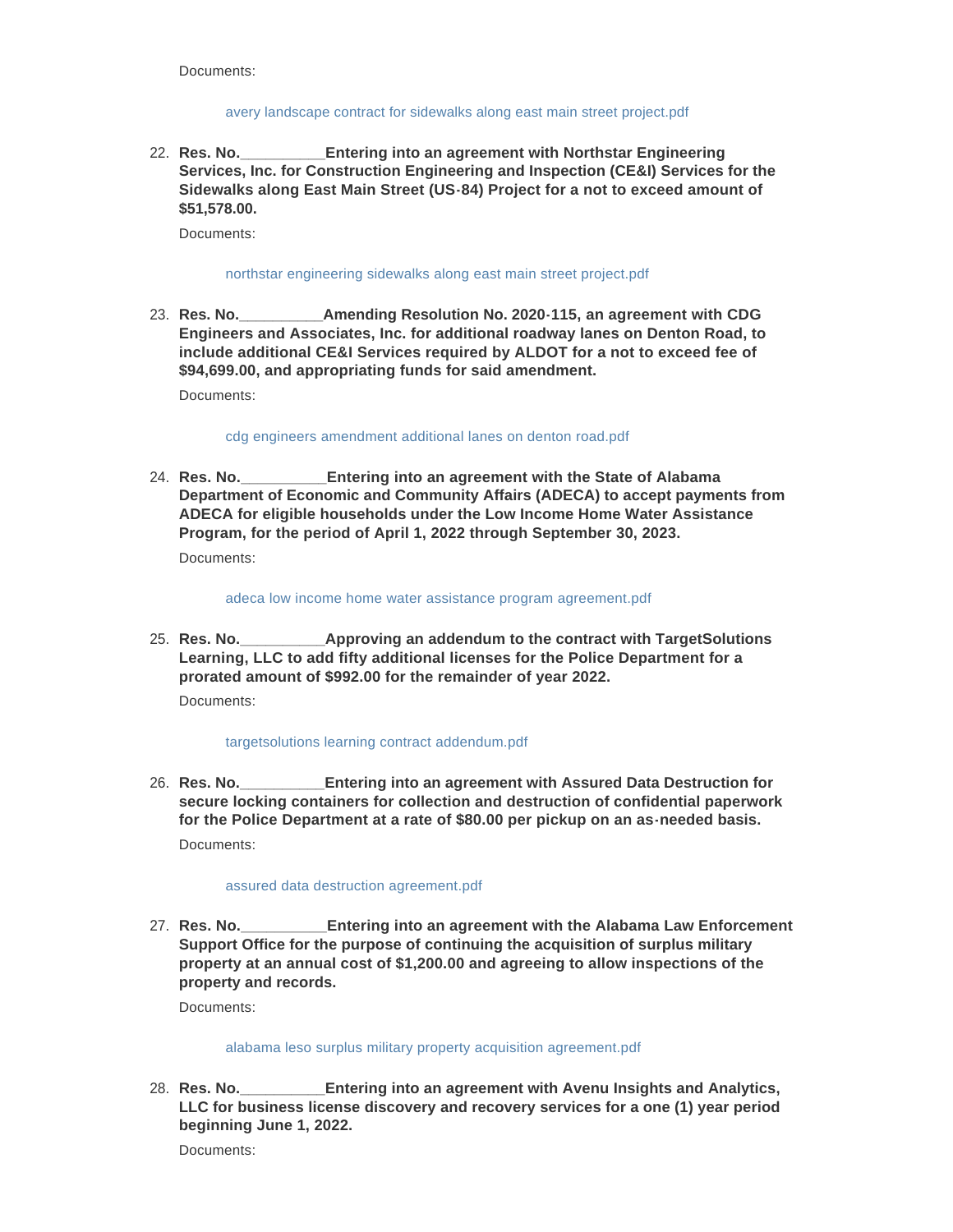Documents:

avery landscape contract for sidewalks along east main street project.pdf

22. **Res. No.__________Entering into an agreement with Northstar Engineering Services, Inc. for Construction Engineering and Inspection (CE&I) Services for the Sidewalks along East Main Street (US-84) Project for a not to exceed amount of $51,578.00.**

    Documents:

    northstar engineering sidewalks along east main street project.pdf

23. **Res. No.__________Amending Resolution No. 2020-115, an agreement with CDG Engineers and Associates, Inc. for additional roadway lanes on Denton Road, to include additional CE&I Services required by ALDOT for a not to exceed fee of $94,699.00, and appropriating funds for said amendment.**

    Documents:

    cdg engineers amendment additional lanes on denton road.pdf

24. **Res. No.__________Entering into an agreement with the State of Alabama Department of Economic and Community Affairs (ADECA) to accept payments from ADECA for eligible households under the Low Income Home Water Assistance Program, for the period of April 1, 2022 through September 30, 2023.**

    Documents:

    adeca low income home water assistance program agreement.pdf

25. **Res. No.__________Approving an addendum to the contract with TargetSolutions Learning, LLC to add fifty additional licenses for the Police Department for a prorated amount of $992.00 for the remainder of year 2022.**

    Documents:

    targetsolutions learning contract addendum.pdf

26. **Res. No.__________Entering into an agreement with Assured Data Destruction for secure locking containers for collection and destruction of confidential paperwork for the Police Department at a rate of $80.00 per pickup on an as-needed basis.**

    Documents:

    assured data destruction agreement.pdf

27. **Res. No.__________Entering into an agreement with the Alabama Law Enforcement Support Office for the purpose of continuing the acquisition of surplus military property at an annual cost of $1,200.00 and agreeing to allow inspections of the property and records.**

    Documents:

    alabama leso surplus military property acquisition agreement.pdf

28. **Res. No.__________Entering into an agreement with Avenu Insights and Analytics, LLC for business license discovery and recovery services for a one (1) year period beginning June 1, 2022.**

    Documents: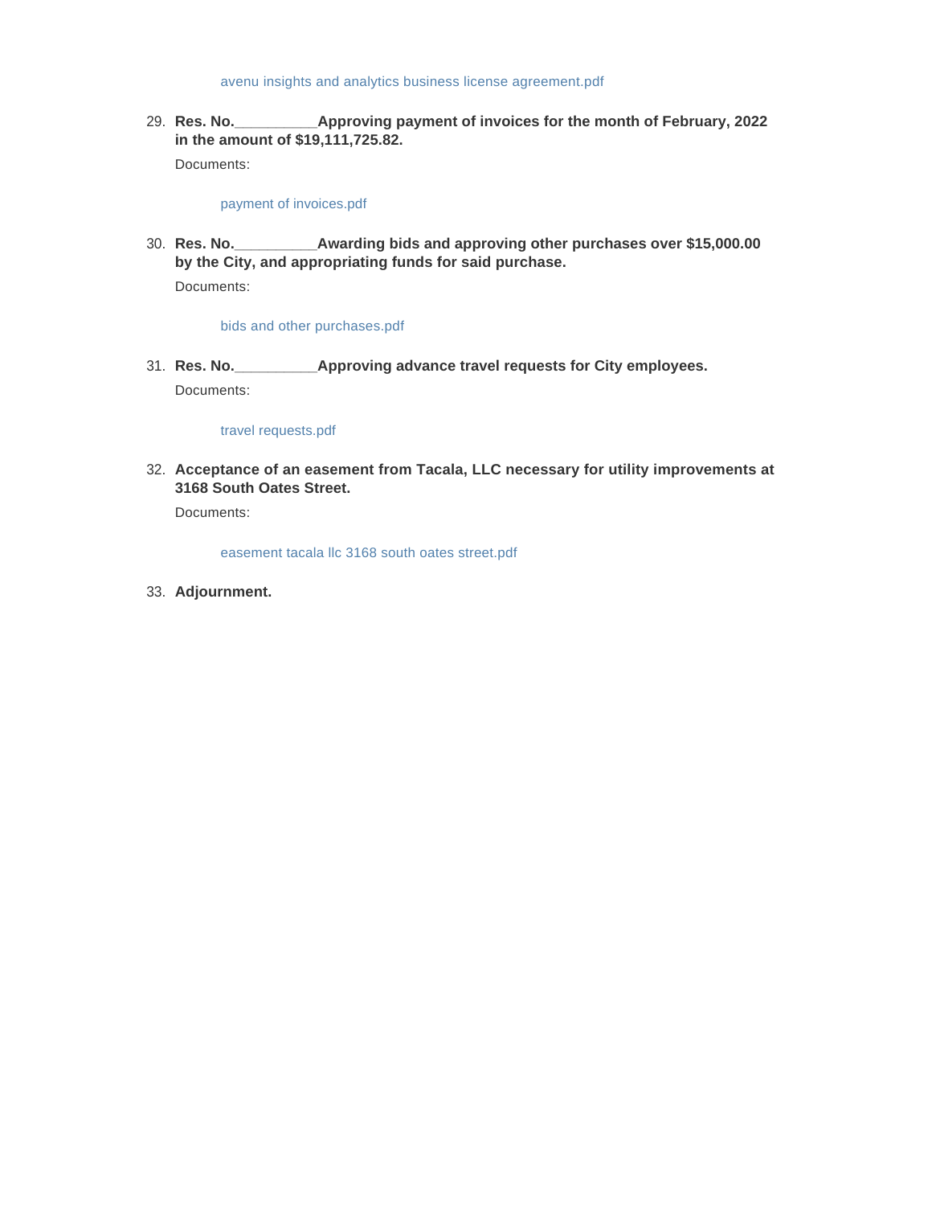avenu insights and analytics business license agreement.pdf

29. **Res. No.__________Approving payment of invoices for the month of February, 2022 in the amount of $19,111,725.82.**

    Documents:

    payment of invoices.pdf

30. **Res. No.__________Awarding bids and approving other purchases over $15,000.00 by the City, and appropriating funds for said purchase.**

    Documents:

    bids and other purchases.pdf

31. **Res. No.__________Approving advance travel requests for City employees.**

    Documents:

    travel requests.pdf

32. **Acceptance of an easement from Tacala, LLC necessary for utility improvements at 3168 South Oates Street.**

    Documents:

    easement tacala llc 3168 south oates street.pdf

33. **Adjournment.**